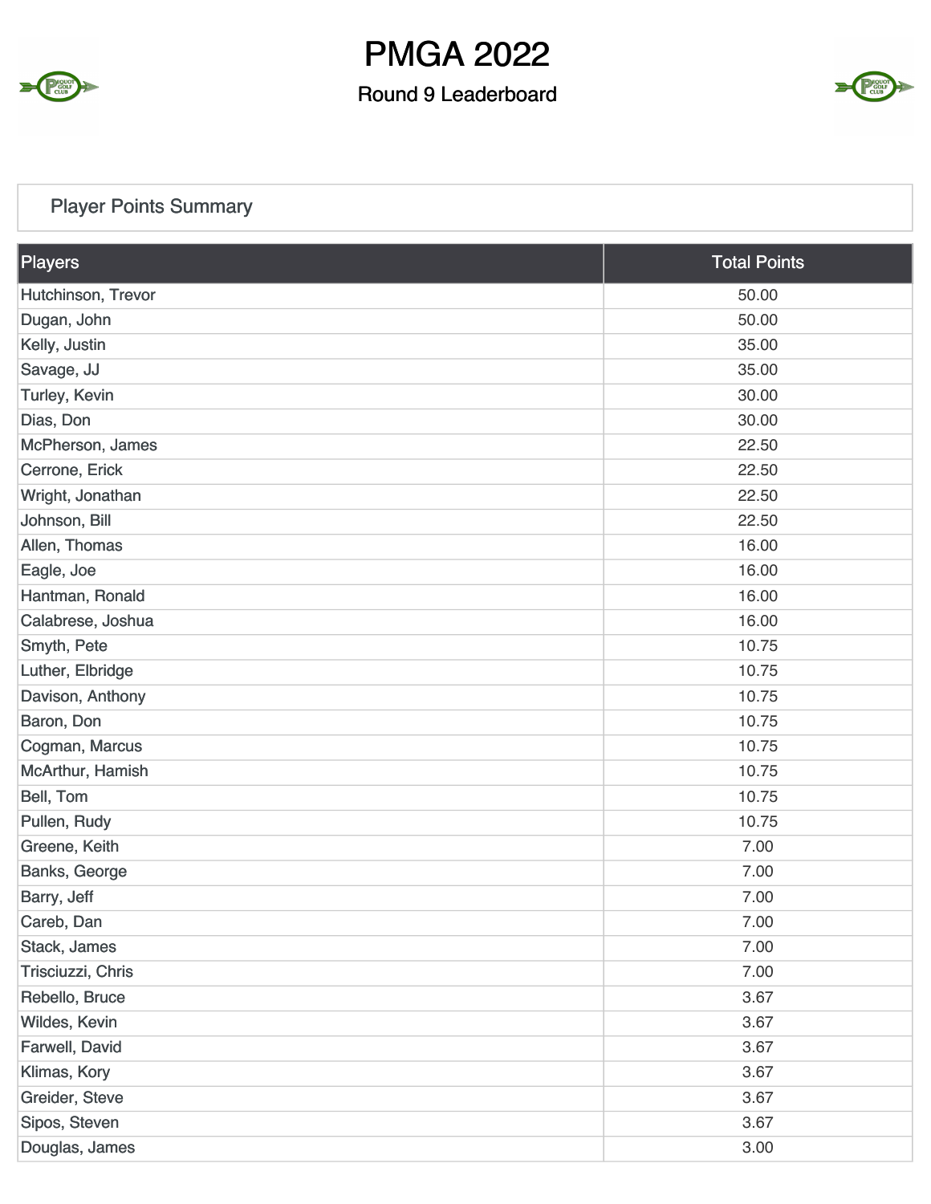# PMGA 2022

## Round 9 Leaderboard

### Player Points Summary

| Players | Total Points |
|---|---|
| Hutchinson, Trevor | 50.00 |
| Dugan, John | 50.00 |
| Kelly, Justin | 35.00 |
| Savage, JJ | 35.00 |
| Turley, Kevin | 30.00 |
| Dias, Don | 30.00 |
| McPherson, James | 22.50 |
| Cerrone, Erick | 22.50 |
| Wright, Jonathan | 22.50 |
| Johnson, Bill | 22.50 |
| Allen, Thomas | 16.00 |
| Eagle, Joe | 16.00 |
| Hantman, Ronald | 16.00 |
| Calabrese, Joshua | 16.00 |
| Smyth, Pete | 10.75 |
| Luther, Elbridge | 10.75 |
| Davison, Anthony | 10.75 |
| Baron, Don | 10.75 |
| Cogman, Marcus | 10.75 |
| McArthur, Hamish | 10.75 |
| Bell, Tom | 10.75 |
| Pullen, Rudy | 10.75 |
| Greene, Keith | 7.00 |
| Banks, George | 7.00 |
| Barry, Jeff | 7.00 |
| Careb, Dan | 7.00 |
| Stack, James | 7.00 |
| Trisciuzzi, Chris | 7.00 |
| Rebello, Bruce | 3.67 |
| Wildes, Kevin | 3.67 |
| Farwell, David | 3.67 |
| Klimas, Kory | 3.67 |
| Greider, Steve | 3.67 |
| Sipos, Steven | 3.67 |
| Douglas, James | 3.00 |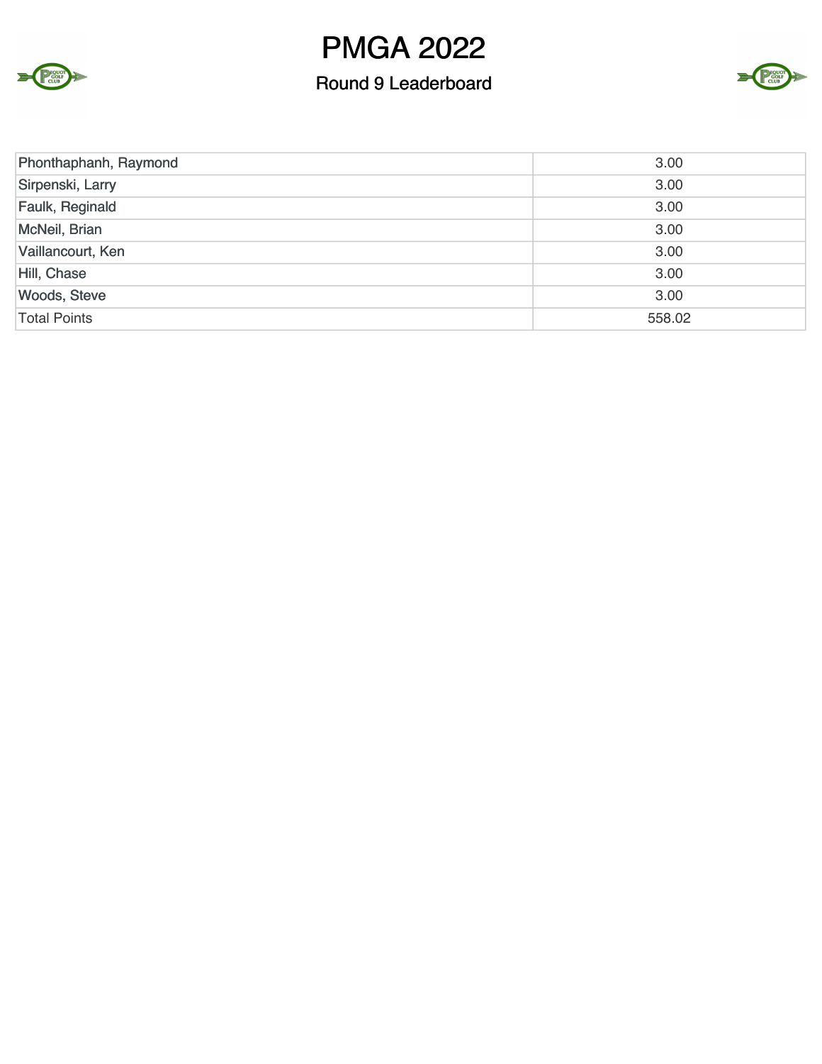| Phonthaphanh, Raymond | 3.00 |
| --- | --- |
| Sirpenski, Larry | 3.00 |
| Faulk, Reginald | 3.00 |
| McNeil, Brian | 3.00 |
| Vaillancourt, Ken | 3.00 |
| Hill, Chase | 3.00 |
| Woods, Steve | 3.00 |
| Total Points | 558.02 |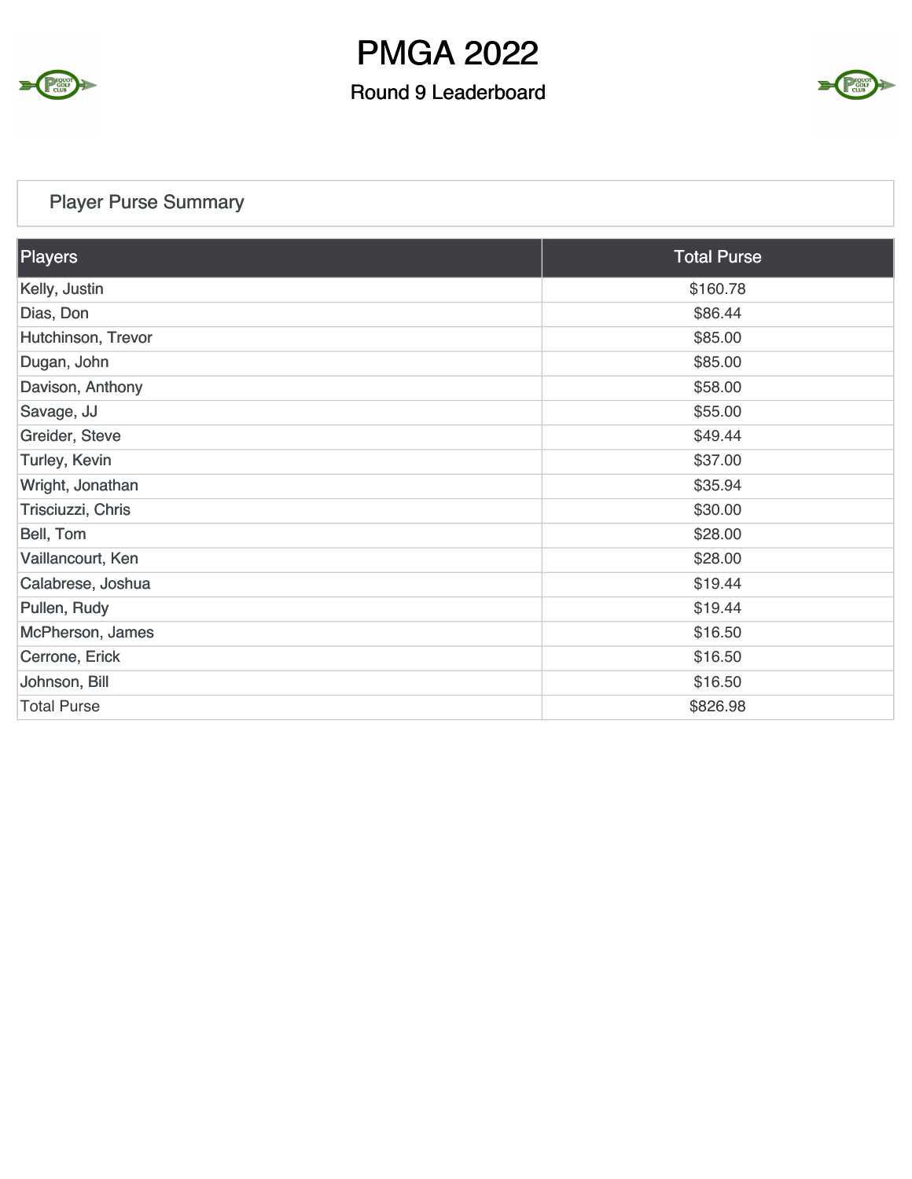# PMGA 2022

## Round 9 Leaderboard

### Player Purse Summary

| Players | Total Purse |
| --- | --- |
| Kelly, Justin | $160.78 |
| Dias, Don | $86.44 |
| Hutchinson, Trevor | $85.00 |
| Dugan, John | $85.00 |
| Davison, Anthony | $58.00 |
| Savage, JJ | $55.00 |
| Greider, Steve | $49.44 |
| Turley, Kevin | $37.00 |
| Wright, Jonathan | $35.94 |
| Trisciuzzi, Chris | $30.00 |
| Bell, Tom | $28.00 |
| Vaillancourt, Ken | $28.00 |
| Calabrese, Joshua | $19.44 |
| Pullen, Rudy | $19.44 |
| McPherson, James | $16.50 |
| Cerrone, Erick | $16.50 |
| Johnson, Bill | $16.50 |
| Total Purse | $826.98 |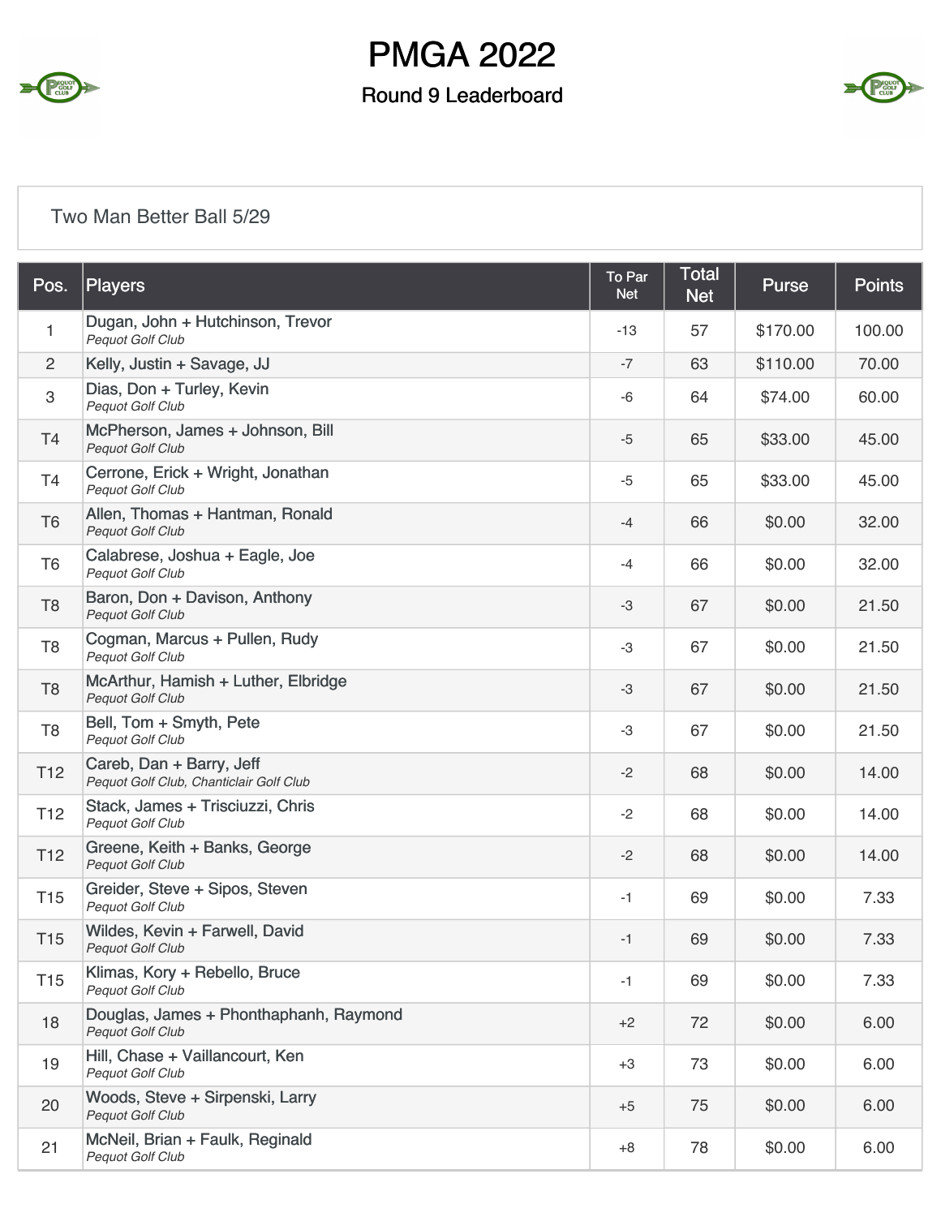# PMGA 2022

## Round 9 Leaderboard

Two Man Better Ball 5/29

| Pos. | Players | To Par Net | Total Net | Purse | Points |
|---|---|---|---|---|---|
| 1 | Dugan, John + Hutchinson, Trevor<br>*Pequot Golf Club* | -13 | 57 | $170.00 | 100.00 |
| 2 | Kelly, Justin + Savage, JJ | -7 | 63 | $110.00 | 70.00 |
| 3 | Dias, Don + Turley, Kevin<br>*Pequot Golf Club* | -6 | 64 | $74.00 | 60.00 |
| T4 | McPherson, James + Johnson, Bill<br>*Pequot Golf Club* | -5 | 65 | $33.00 | 45.00 |
| T4 | Cerrone, Erick + Wright, Jonathan<br>*Pequot Golf Club* | -5 | 65 | $33.00 | 45.00 |
| T6 | Allen, Thomas + Hantman, Ronald<br>*Pequot Golf Club* | -4 | 66 | $0.00 | 32.00 |
| T6 | Calabrese, Joshua + Eagle, Joe<br>*Pequot Golf Club* | -4 | 66 | $0.00 | 32.00 |
| T8 | Baron, Don + Davison, Anthony<br>*Pequot Golf Club* | -3 | 67 | $0.00 | 21.50 |
| T8 | Cogman, Marcus + Pullen, Rudy<br>*Pequot Golf Club* | -3 | 67 | $0.00 | 21.50 |
| T8 | McArthur, Hamish + Luther, Elbridge<br>*Pequot Golf Club* | -3 | 67 | $0.00 | 21.50 |
| T8 | Bell, Tom + Smyth, Pete<br>*Pequot Golf Club* | -3 | 67 | $0.00 | 21.50 |
| T12 | Careb, Dan + Barry, Jeff<br>*Pequot Golf Club, Chanticlair Golf Club* | -2 | 68 | $0.00 | 14.00 |
| T12 | Stack, James + Trisciuzzi, Chris<br>*Pequot Golf Club* | -2 | 68 | $0.00 | 14.00 |
| T12 | Greene, Keith + Banks, George<br>*Pequot Golf Club* | -2 | 68 | $0.00 | 14.00 |
| T15 | Greider, Steve + Sipos, Steven<br>*Pequot Golf Club* | -1 | 69 | $0.00 | 7.33 |
| T15 | Wildes, Kevin + Farwell, David<br>*Pequot Golf Club* | -1 | 69 | $0.00 | 7.33 |
| T15 | Klimas, Kory + Rebello, Bruce<br>*Pequot Golf Club* | -1 | 69 | $0.00 | 7.33 |
| 18 | Douglas, James + Phonthaphanh, Raymond<br>*Pequot Golf Club* | +2 | 72 | $0.00 | 6.00 |
| 19 | Hill, Chase + Vaillancourt, Ken<br>*Pequot Golf Club* | +3 | 73 | $0.00 | 6.00 |
| 20 | Woods, Steve + Sirpenski, Larry<br>*Pequot Golf Club* | +5 | 75 | $0.00 | 6.00 |
| 21 | McNeil, Brian + Faulk, Reginald<br>*Pequot Golf Club* | +8 | 78 | $0.00 | 6.00 |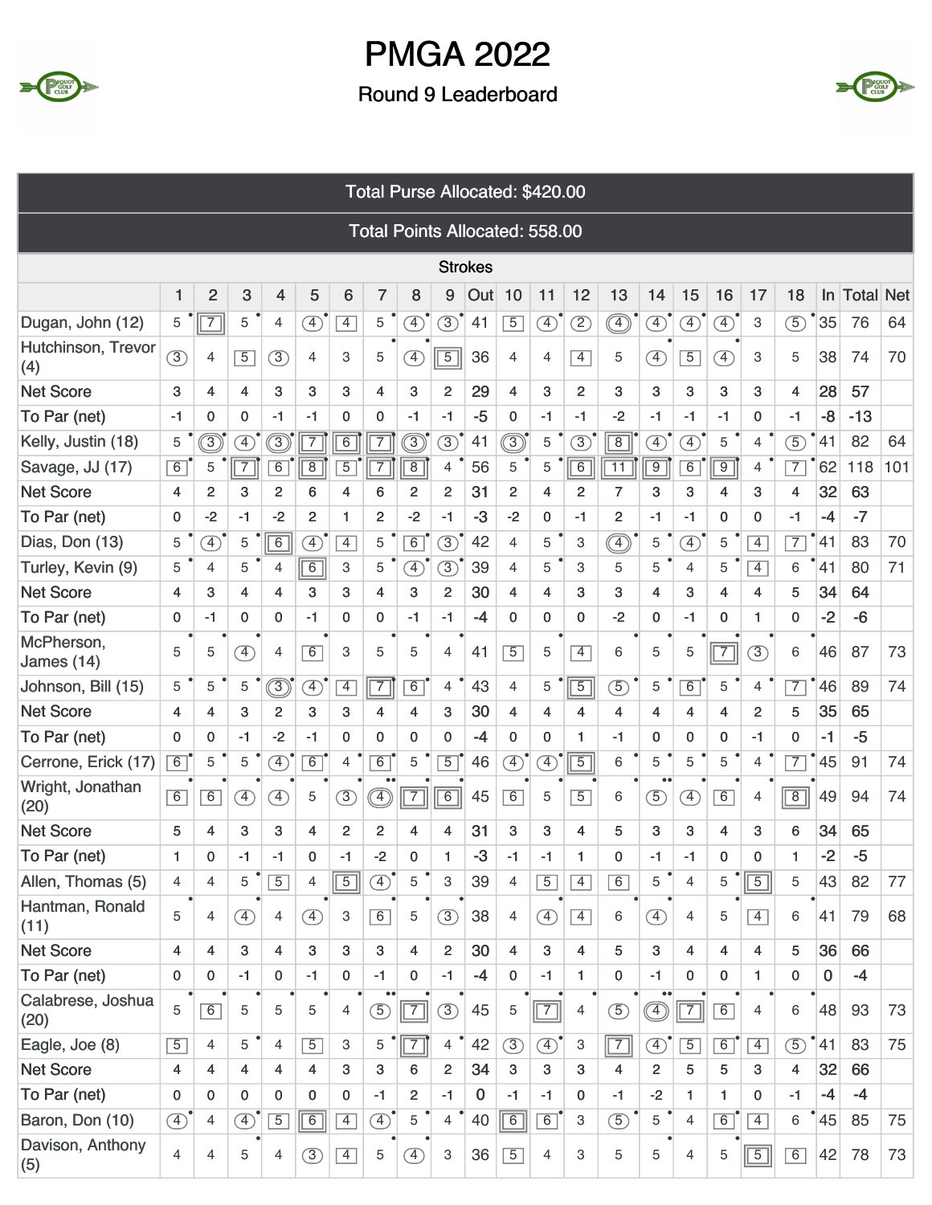# PMGA 2022

## Round 9 Leaderboard

| Total Purse Allocated: $420.00 | | | | | | | | | | | | | | | | | | | | | | | |
|---|---|---|---|---|---|---|---|---|---|---|---|---|---|---|---|---|---|---|---|---|---|---|---|
| Total Points Allocated: 558.00 | | | | | | | | | | | | | | | | | | | | | | | |
| Strokes | | | | | | | | | | | | | | | | | | | | | | | |
| | 1 | 2 | 3 | 4 | 5 | 6 | 7 | 8 | 9 | Out | 10 | 11 | 12 | 13 | 14 | 15 | 16 | 17 | 18 | In | Total | Net |
| Dugan, John (12) | 5 | 7 | 5 | 4 | 4 | 4 | 5 | 4 | 3 | 41 | 5 | 4 | 2 | 4 | 4 | 4 | 4 | 3 | 5 | 35 | 76 | 64 |
| Hutchinson, Trevor (4) | 3 | 4 | 5 | 3 | 4 | 3 | 5 | 4 | 5 | 36 | 4 | 4 | 4 | 5 | 4 | 5 | 4 | 3 | 5 | 38 | 74 | 70 |
| Net Score | 3 | 4 | 4 | 3 | 3 | 3 | 4 | 3 | 2 | 29 | 4 | 3 | 2 | 3 | 3 | 3 | 3 | 3 | 4 | 28 | 57 | |
| To Par (net) | -1 | 0 | 0 | -1 | -1 | 0 | 0 | -1 | -1 | -5 | 0 | -1 | -1 | -2 | -1 | -1 | -1 | 0 | -1 | -8 | -13 | |
| Kelly, Justin (18) | 5 | 3 | 4 | 3 | 7 | 6 | 7 | 3 | 3 | 41 | 3 | 5 | 3 | 8 | 4 | 4 | 5 | 4 | 5 | 41 | 82 | 64 |
| Savage, JJ (17) | 6 | 5 | 7 | 6 | 8 | 5 | 7 | 8 | 4 | 56 | 5 | 5 | 6 | 11 | 9 | 6 | 9 | 4 | 7 | 62 | 118 | 101 |
| Net Score | 4 | 2 | 3 | 2 | 6 | 4 | 6 | 2 | 2 | 31 | 2 | 4 | 2 | 7 | 3 | 3 | 4 | 3 | 4 | 32 | 63 | |
| To Par (net) | 0 | -2 | -1 | -2 | 2 | 1 | 2 | -2 | -1 | -3 | -2 | 0 | -1 | 2 | -1 | -1 | 0 | 0 | -1 | -4 | -7 | |
| Dias, Don (13) | 5 | 4 | 5 | 6 | 4 | 4 | 5 | 6 | 3 | 42 | 4 | 5 | 3 | 4 | 5 | 4 | 5 | 4 | 7 | 41 | 83 | 70 |
| Turley, Kevin (9) | 5 | 4 | 5 | 4 | 6 | 3 | 5 | 4 | 3 | 39 | 4 | 5 | 3 | 5 | 5 | 4 | 5 | 4 | 6 | 41 | 80 | 71 |
| Net Score | 4 | 3 | 4 | 4 | 3 | 3 | 4 | 3 | 2 | 30 | 4 | 4 | 3 | 3 | 4 | 3 | 4 | 4 | 5 | 34 | 64 | |
| To Par (net) | 0 | -1 | 0 | 0 | -1 | 0 | 0 | -1 | -1 | -4 | 0 | 0 | 0 | -2 | 0 | -1 | 0 | 1 | 0 | -2 | -6 | |
| McPherson, James (14) | 5 | 5 | 4 | 4 | 6 | 3 | 5 | 5 | 4 | 41 | 5 | 5 | 4 | 6 | 5 | 5 | 7 | 3 | 6 | 46 | 87 | 73 |
| Johnson, Bill (15) | 5 | 5 | 5 | 3 | 4 | 4 | 7 | 6 | 4 | 43 | 4 | 5 | 5 | 5 | 5 | 6 | 5 | 4 | 7 | 46 | 89 | 74 |
| Net Score | 4 | 4 | 3 | 2 | 3 | 3 | 4 | 4 | 3 | 30 | 4 | 4 | 4 | 4 | 4 | 4 | 4 | 2 | 5 | 35 | 65 | |
| To Par (net) | 0 | 0 | -1 | -2 | -1 | 0 | 0 | 0 | 0 | -4 | 0 | 0 | 1 | -1 | 0 | 0 | 0 | -1 | 0 | -1 | -5 | |
| Cerrone, Erick (17) | 6 | 5 | 5 | 4 | 6 | 4 | 6 | 5 | 5 | 46 | 4 | 4 | 5 | 6 | 5 | 5 | 5 | 4 | 7 | 45 | 91 | 74 |
| Wright, Jonathan (20) | 6 | 6 | 4 | 4 | 5 | 3 | 4 | 7 | 6 | 45 | 6 | 5 | 5 | 6 | 5 | 4 | 6 | 4 | 8 | 49 | 94 | 74 |
| Net Score | 5 | 4 | 3 | 3 | 4 | 2 | 2 | 4 | 4 | 31 | 3 | 3 | 4 | 5 | 3 | 3 | 4 | 3 | 6 | 34 | 65 | |
| To Par (net) | 1 | 0 | -1 | -1 | 0 | -1 | -2 | 0 | 1 | -3 | -1 | -1 | 1 | 0 | -1 | -1 | 0 | 0 | 1 | -2 | -5 | |
| Allen, Thomas (5) | 4 | 4 | 5 | 5 | 4 | 5 | 4 | 5 | 3 | 39 | 4 | 5 | 4 | 6 | 5 | 4 | 5 | 5 | 5 | 43 | 82 | 77 |
| Hantman, Ronald (11) | 5 | 4 | 4 | 4 | 4 | 3 | 6 | 5 | 3 | 38 | 4 | 4 | 4 | 6 | 4 | 4 | 5 | 4 | 6 | 41 | 79 | 68 |
| Net Score | 4 | 4 | 3 | 4 | 3 | 3 | 3 | 4 | 2 | 30 | 4 | 3 | 4 | 5 | 3 | 4 | 4 | 4 | 5 | 36 | 66 | |
| To Par (net) | 0 | 0 | -1 | 0 | -1 | 0 | -1 | 0 | -1 | -4 | 0 | -1 | 1 | 0 | -1 | 0 | 0 | 1 | 0 | 0 | -4 | |
| Calabrese, Joshua (20) | 5 | 6 | 5 | 5 | 5 | 4 | 5 | 7 | 3 | 45 | 5 | 7 | 4 | 5 | 4 | 7 | 6 | 4 | 6 | 48 | 93 | 73 |
| Eagle, Joe (8) | 5 | 4 | 5 | 4 | 5 | 3 | 5 | 7 | 4 | 42 | 3 | 4 | 3 | 7 | 4 | 5 | 6 | 4 | 5 | 41 | 83 | 75 |
| Net Score | 4 | 4 | 4 | 4 | 4 | 3 | 3 | 6 | 2 | 34 | 3 | 3 | 3 | 4 | 2 | 5 | 5 | 3 | 4 | 32 | 66 | |
| To Par (net) | 0 | 0 | 0 | 0 | 0 | 0 | -1 | 2 | -1 | 0 | -1 | -1 | 0 | -1 | -2 | 1 | 1 | 0 | -1 | -4 | -4 | |
| Baron, Don (10) | 4 | 4 | 4 | 5 | 6 | 4 | 4 | 5 | 4 | 40 | 6 | 6 | 3 | 5 | 5 | 4 | 6 | 4 | 6 | 45 | 85 | 75 |
| Davison, Anthony (5) | 4 | 4 | 5 | 4 | 3 | 4 | 5 | 4 | 3 | 36 | 5 | 4 | 3 | 5 | 5 | 4 | 5 | 5 | 6 | 42 | 78 | 73 |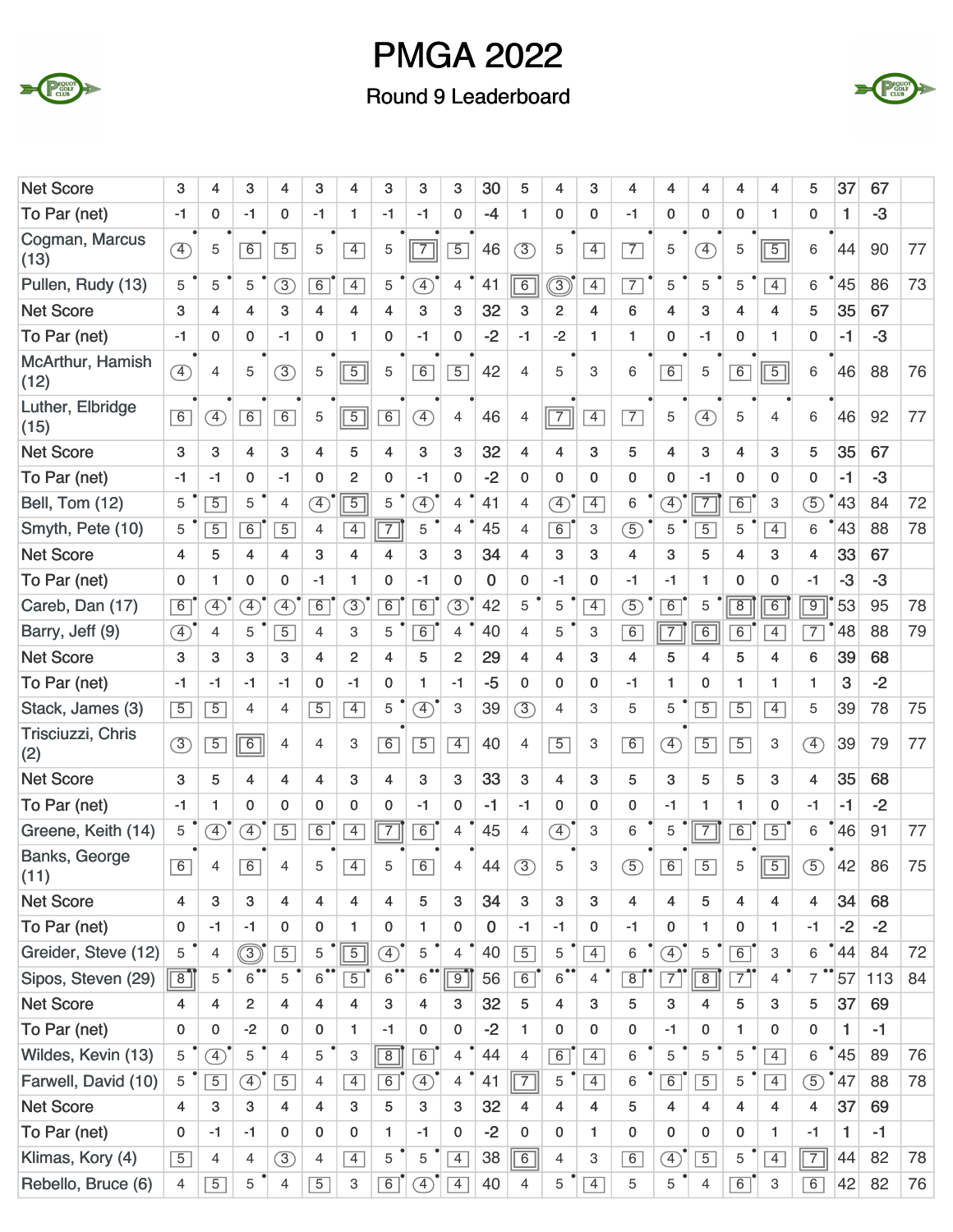# PMGA 2022

## Round 9 Leaderboard

| | 1 | 2 | 3 | 4 | 5 | 6 | 7 | 8 | 9 | Out | 10 | 11 | 12 | 13 | 14 | 15 | 16 | 17 | 18 | In | Tot | Net |
|---|---|---|---|---|---|---|---|---|---|---|---|---|---|---|---|---|---|---|---|---|---|---|
| Net Score | 3 | 4 | 3 | 4 | 3 | 4 | 3 | 3 | 3 | 30 | 5 | 4 | 3 | 4 | 4 | 4 | 4 | 4 | 5 | 37 | 67 | |
| To Par (net) | -1 | 0 | -1 | 0 | -1 | 1 | -1 | -1 | 0 | -4 | 1 | 0 | 0 | -1 | 0 | 0 | 0 | 1 | 0 | 1 | -3 | |
| Cogman, Marcus (13) | 4 | 5 | 6 | 5 | 5 | 4 | 5 | 7 | 5 | 46 | 3 | 5 | 4 | 7 | 5 | 4 | 5 | 5 | 6 | 44 | 90 | 77 |
| Pullen, Rudy (13) | 5 | 5 | 5 | 3 | 6 | 4 | 5 | 4 | 4 | 41 | 6 | 3 | 4 | 7 | 5 | 5 | 5 | 4 | 6 | 45 | 86 | 73 |
| Net Score | 3 | 4 | 4 | 3 | 4 | 4 | 4 | 3 | 3 | 32 | 3 | 2 | 4 | 6 | 4 | 3 | 4 | 4 | 5 | 35 | 67 | |
| To Par (net) | -1 | 0 | 0 | -1 | 0 | 1 | 0 | -1 | 0 | -2 | -1 | -2 | 1 | 1 | 0 | -1 | 0 | 1 | 0 | -1 | -3 | |
| McArthur, Hamish (12) | 4 | 4 | 5 | 3 | 5 | 5 | 5 | 6 | 5 | 42 | 4 | 5 | 3 | 6 | 6 | 5 | 6 | 5 | 6 | 46 | 88 | 76 |
| Luther, Elbridge (15) | 6 | 4 | 6 | 6 | 5 | 5 | 6 | 4 | 4 | 46 | 4 | 7 | 4 | 7 | 5 | 4 | 5 | 4 | 6 | 46 | 92 | 77 |
| Net Score | 3 | 3 | 4 | 3 | 4 | 5 | 4 | 3 | 3 | 32 | 4 | 4 | 3 | 5 | 4 | 3 | 4 | 3 | 5 | 35 | 67 | |
| To Par (net) | -1 | -1 | 0 | -1 | 0 | 2 | 0 | -1 | 0 | -2 | 0 | 0 | 0 | 0 | 0 | -1 | 0 | 0 | 0 | -1 | -3 | |
| Bell, Tom (12) | 5 | 5 | 5 | 4 | 4 | 5 | 5 | 4 | 4 | 41 | 4 | 4 | 4 | 6 | 4 | 7 | 6 | 3 | 5 | 43 | 84 | 72 |
| Smyth, Pete (10) | 5 | 5 | 6 | 5 | 4 | 4 | 7 | 5 | 4 | 45 | 4 | 6 | 3 | 5 | 5 | 5 | 5 | 4 | 6 | 43 | 88 | 78 |
| Net Score | 4 | 5 | 4 | 4 | 3 | 4 | 4 | 3 | 3 | 34 | 4 | 3 | 3 | 4 | 3 | 5 | 4 | 3 | 4 | 33 | 67 | |
| To Par (net) | 0 | 1 | 0 | 0 | -1 | 1 | 0 | -1 | 0 | 0 | 0 | -1 | 0 | -1 | -1 | 1 | 0 | 0 | -1 | -3 | -3 | |
| Careb, Dan (17) | 6 | 4 | 4 | 4 | 6 | 3 | 6 | 6 | 3 | 42 | 5 | 5 | 4 | 5 | 6 | 5 | 8 | 6 | 9 | 53 | 95 | 78 |
| Barry, Jeff (9) | 4 | 4 | 5 | 5 | 4 | 3 | 5 | 6 | 4 | 40 | 4 | 5 | 3 | 6 | 7 | 6 | 6 | 4 | 7 | 48 | 88 | 79 |
| Net Score | 3 | 3 | 3 | 3 | 4 | 2 | 4 | 5 | 2 | 29 | 4 | 4 | 3 | 4 | 5 | 4 | 5 | 4 | 6 | 39 | 68 | |
| To Par (net) | -1 | -1 | -1 | -1 | 0 | -1 | 0 | 1 | -1 | -5 | 0 | 0 | 0 | -1 | 1 | 0 | 1 | 1 | 1 | 3 | -2 | |
| Stack, James (3) | 5 | 5 | 4 | 4 | 5 | 4 | 5 | 4 | 3 | 39 | 3 | 4 | 3 | 5 | 5 | 5 | 5 | 4 | 5 | 39 | 78 | 75 |
| Trisciuzzi, Chris (2) | 3 | 5 | 6 | 4 | 4 | 3 | 6 | 5 | 4 | 40 | 4 | 5 | 3 | 6 | 4 | 5 | 5 | 3 | 4 | 39 | 79 | 77 |
| Net Score | 3 | 5 | 4 | 4 | 4 | 3 | 4 | 3 | 3 | 33 | 3 | 4 | 3 | 5 | 3 | 5 | 5 | 3 | 4 | 35 | 68 | |
| To Par (net) | -1 | 1 | 0 | 0 | 0 | 0 | 0 | -1 | 0 | -1 | -1 | 0 | 0 | 0 | -1 | 1 | 1 | 0 | -1 | -1 | -2 | |
| Greene, Keith (14) | 5 | 4 | 4 | 5 | 6 | 4 | 7 | 6 | 4 | 45 | 4 | 4 | 3 | 6 | 5 | 7 | 6 | 5 | 6 | 46 | 91 | 77 |
| Banks, George (11) | 6 | 4 | 6 | 4 | 5 | 4 | 5 | 6 | 4 | 44 | 3 | 5 | 3 | 5 | 6 | 5 | 5 | 5 | 5 | 42 | 86 | 75 |
| Net Score | 4 | 3 | 3 | 4 | 4 | 4 | 4 | 5 | 3 | 34 | 3 | 3 | 3 | 4 | 4 | 5 | 4 | 4 | 4 | 34 | 68 | |
| To Par (net) | 0 | -1 | -1 | 0 | 0 | 1 | 0 | 1 | 0 | 0 | -1 | -1 | 0 | -1 | 0 | 1 | 0 | 1 | -1 | -2 | -2 | |
| Greider, Steve (12) | 5 | 4 | 3 | 5 | 5 | 5 | 4 | 5 | 4 | 40 | 5 | 5 | 4 | 6 | 4 | 5 | 6 | 3 | 6 | 44 | 84 | 72 |
| Sipos, Steven (29) | 8 | 5 | 6 | 5 | 6 | 5 | 6 | 6 | 9 | 56 | 6 | 6 | 4 | 8 | 7 | 8 | 7 | 4 | 7 | 57 | 113 | 84 |
| Net Score | 4 | 4 | 2 | 4 | 4 | 4 | 3 | 4 | 3 | 32 | 5 | 4 | 3 | 5 | 3 | 4 | 5 | 3 | 5 | 37 | 69 | |
| To Par (net) | 0 | 0 | -2 | 0 | 0 | 1 | -1 | 0 | 0 | -2 | 1 | 0 | 0 | 0 | -1 | 0 | 1 | 0 | 0 | 1 | -1 | |
| Wildes, Kevin (13) | 5 | 4 | 5 | 4 | 5 | 3 | 8 | 6 | 4 | 44 | 4 | 6 | 4 | 6 | 5 | 5 | 5 | 4 | 6 | 45 | 89 | 76 |
| Farwell, David (10) | 5 | 5 | 4 | 5 | 4 | 4 | 6 | 4 | 4 | 41 | 7 | 5 | 4 | 6 | 6 | 5 | 5 | 4 | 5 | 47 | 88 | 78 |
| Net Score | 4 | 3 | 3 | 4 | 4 | 3 | 5 | 3 | 3 | 32 | 4 | 4 | 4 | 5 | 4 | 4 | 4 | 4 | 4 | 37 | 69 | |
| To Par (net) | 0 | -1 | -1 | 0 | 0 | 0 | 1 | -1 | 0 | -2 | 0 | 0 | 1 | 0 | 0 | 0 | 0 | 1 | -1 | 1 | -1 | |
| Klimas, Kory (4) | 5 | 4 | 4 | 3 | 4 | 4 | 5 | 5 | 4 | 38 | 6 | 4 | 3 | 6 | 4 | 5 | 5 | 4 | 7 | 44 | 82 | 78 |
| Rebello, Bruce (6) | 4 | 5 | 5 | 4 | 5 | 3 | 6 | 4 | 4 | 40 | 4 | 5 | 4 | 5 | 5 | 4 | 6 | 3 | 6 | 42 | 82 | 76 |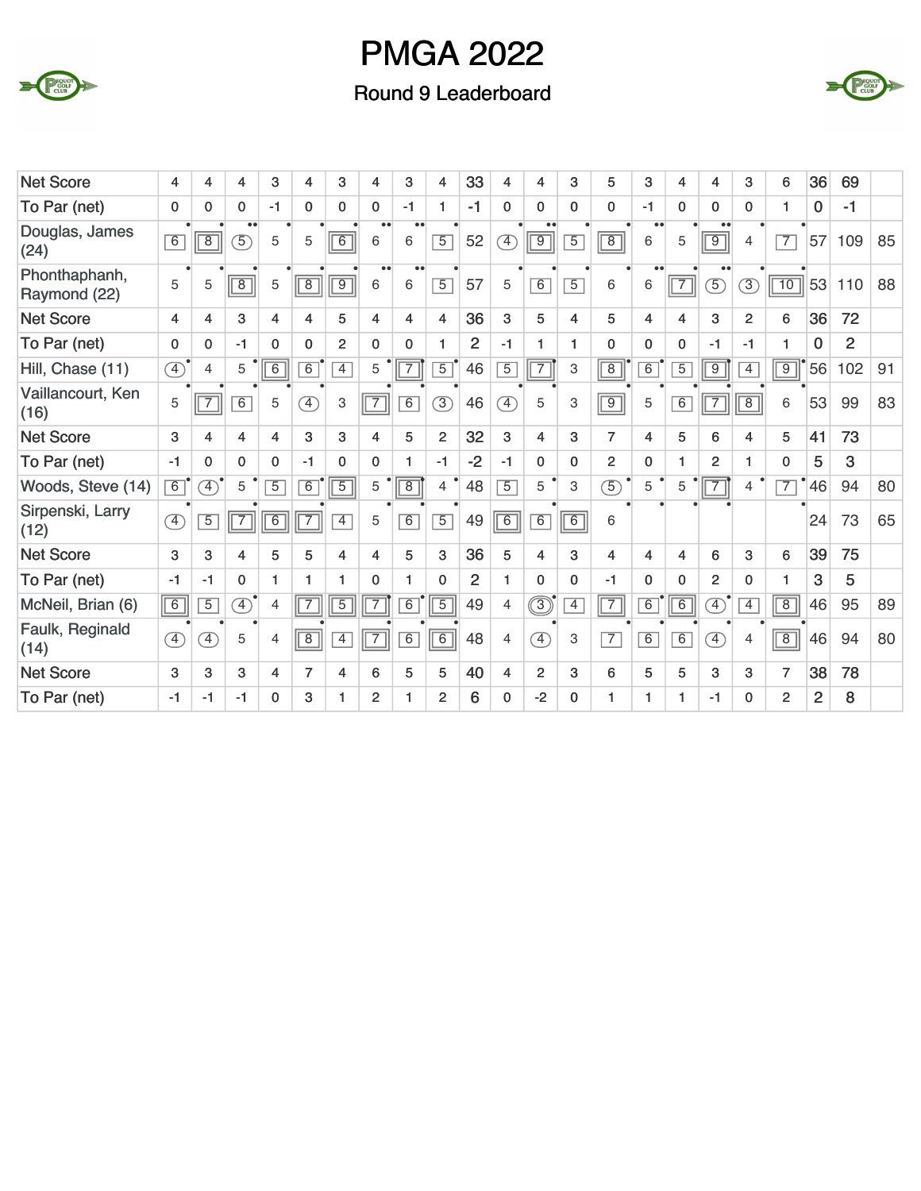# PMGA 2022

## Round 9 Leaderboard

| | | | | | | | | | | | | | | | | | | | | | | |
|---|---|---|---|---|---|---|---|---|---|---|---|---|---|---|---|---|---|---|---|---|---|---|
| Net Score | 4 | 4 | 4 | 3 | 4 | 3 | 4 | 3 | 4 | 33 | 4 | 4 | 3 | 5 | 3 | 4 | 4 | 3 | 6 | 36 | 69 | |
| To Par (net) | 0 | 0 | 0 | -1 | 0 | 0 | 0 | -1 | 1 | -1 | 0 | 0 | 0 | 0 | -1 | 0 | 0 | 0 | 1 | 0 | -1 | |
| Douglas, James (24) | 6 | 8 | 5 | 5 | 5 | 6 | 6 | 6 | 5 | 52 | 4 | 9 | 5 | 8 | 6 | 5 | 9 | 4 | 7 | 57 | 109 | 85 |
| Phonthaphanh, Raymond (22) | 5 | 5 | 8 | 5 | 8 | 9 | 6 | 6 | 5 | 57 | 5 | 6 | 5 | 6 | 6 | 7 | 5 | 3 | 10 | 53 | 110 | 88 |
| Net Score | 4 | 4 | 3 | 4 | 4 | 5 | 4 | 4 | 4 | 36 | 3 | 5 | 4 | 5 | 4 | 4 | 3 | 2 | 6 | 36 | 72 | |
| To Par (net) | 0 | 0 | -1 | 0 | 0 | 2 | 0 | 0 | 1 | 2 | -1 | 1 | 1 | 0 | 0 | 0 | -1 | -1 | 1 | 0 | 2 | |
| Hill, Chase (11) | 4 | 4 | 5 | 6 | 6 | 4 | 5 | 7 | 5 | 46 | 5 | 7 | 3 | 8 | 6 | 5 | 9 | 4 | 9 | 56 | 102 | 91 |
| Vaillancourt, Ken (16) | 5 | 7 | 6 | 5 | 4 | 3 | 7 | 6 | 3 | 46 | 4 | 5 | 3 | 9 | 5 | 6 | 7 | 8 | 6 | 53 | 99 | 83 |
| Net Score | 3 | 4 | 4 | 4 | 3 | 3 | 4 | 5 | 2 | 32 | 3 | 4 | 3 | 7 | 4 | 5 | 6 | 4 | 5 | 41 | 73 | |
| To Par (net) | -1 | 0 | 0 | 0 | -1 | 0 | 0 | 1 | -1 | -2 | -1 | 0 | 0 | 2 | 0 | 1 | 2 | 1 | 0 | 5 | 3 | |
| Woods, Steve (14) | 6 | 4 | 5 | 5 | 6 | 5 | 5 | 8 | 4 | 48 | 5 | 5 | 3 | 5 | 5 | 5 | 7 | 4 | 7 | 46 | 94 | 80 |
| Sirpenski, Larry (12) | 4 | 5 | 7 | 6 | 7 | 4 | 5 | 6 | 5 | 49 | 6 | 6 | 6 | 6 | | | | | | 24 | 73 | 65 |
| Net Score | 3 | 3 | 4 | 5 | 5 | 4 | 4 | 5 | 3 | 36 | 5 | 4 | 3 | 4 | 4 | 4 | 6 | 3 | 6 | 39 | 75 | |
| To Par (net) | -1 | -1 | 0 | 1 | 1 | 1 | 0 | 1 | 0 | 2 | 1 | 0 | 0 | -1 | 0 | 0 | 2 | 0 | 1 | 3 | 5 | |
| McNeil, Brian (6) | 6 | 5 | 4 | 4 | 7 | 5 | 7 | 6 | 5 | 49 | 4 | 3 | 4 | 7 | 6 | 6 | 4 | 4 | 8 | 46 | 95 | 89 |
| Faulk, Reginald (14) | 4 | 4 | 5 | 4 | 8 | 4 | 7 | 6 | 6 | 48 | 4 | 4 | 3 | 7 | 6 | 6 | 4 | 4 | 8 | 46 | 94 | 80 |
| Net Score | 3 | 3 | 3 | 4 | 7 | 4 | 6 | 5 | 5 | 40 | 4 | 2 | 3 | 6 | 5 | 5 | 3 | 3 | 7 | 38 | 78 | |
| To Par (net) | -1 | -1 | -1 | 0 | 3 | 1 | 2 | 1 | 2 | 6 | 0 | -2 | 0 | 1 | 1 | 1 | -1 | 0 | 2 | 2 | 8 | |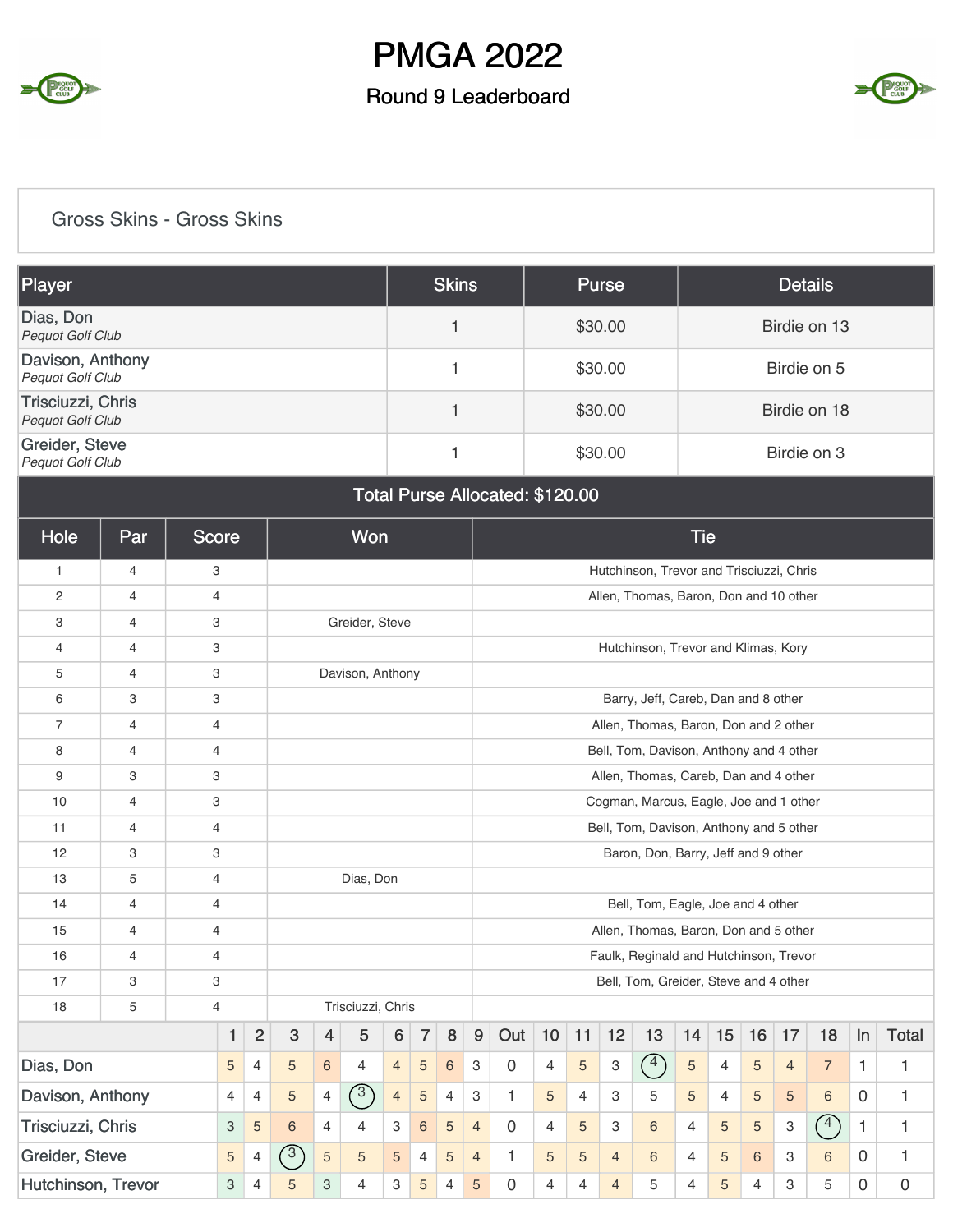# PMGA 2022

## Round 9 Leaderboard

### Gross Skins - Gross Skins

| Player | Skins | Purse | Details |
|---|---|---|---|
| Dias, Don *Pequot Golf Club* | 1 | $30.00 | Birdie on 13 |
| Davison, Anthony *Pequot Golf Club* | 1 | $30.00 | Birdie on 5 |
| Trisciuzzi, Chris *Pequot Golf Club* | 1 | $30.00 | Birdie on 18 |
| Greider, Steve *Pequot Golf Club* | 1 | $30.00 | Birdie on 3 |

**Total Purse Allocated: $120.00**

| Hole | Par | Score | Won | Tie |
|---|---|---|---|---|
| 1 | 4 | 3 | | Hutchinson, Trevor and Trisciuzzi, Chris |
| 2 | 4 | 4 | | Allen, Thomas, Baron, Don and 10 other |
| 3 | 4 | 3 | Greider, Steve | |
| 4 | 4 | 3 | | Hutchinson, Trevor and Klimas, Kory |
| 5 | 4 | 3 | Davison, Anthony | |
| 6 | 3 | 3 | | Barry, Jeff, Careb, Dan and 8 other |
| 7 | 4 | 4 | | Allen, Thomas, Baron, Don and 2 other |
| 8 | 4 | 4 | | Bell, Tom, Davison, Anthony and 4 other |
| 9 | 3 | 3 | | Allen, Thomas, Careb, Dan and 4 other |
| 10 | 4 | 3 | | Cogman, Marcus, Eagle, Joe and 1 other |
| 11 | 4 | 4 | | Bell, Tom, Davison, Anthony and 5 other |
| 12 | 3 | 3 | | Baron, Don, Barry, Jeff and 9 other |
| 13 | 5 | 4 | Dias, Don | |
| 14 | 4 | 4 | | Bell, Tom, Eagle, Joe and 4 other |
| 15 | 4 | 4 | | Allen, Thomas, Baron, Don and 5 other |
| 16 | 4 | 4 | | Faulk, Reginald and Hutchinson, Trevor |
| 17 | 3 | 3 | | Bell, Tom, Greider, Steve and 4 other |
| 18 | 5 | 4 | Trisciuzzi, Chris | |

| | 1 | 2 | 3 | 4 | 5 | 6 | 7 | 8 | 9 | Out | 10 | 11 | 12 | 13 | 14 | 15 | 16 | 17 | 18 | In | Total |
|---|---|---|---|---|---|---|---|---|---|---|---|---|---|---|---|---|---|---|---|---|---|
| Dias, Don | 5 | 4 | 5 | 6 | 4 | 4 | 5 | 6 | 3 | 0 | 4 | 5 | 3 | 4 | 5 | 4 | 5 | 4 | 7 | 1 | 1 |
| Davison, Anthony | 4 | 4 | 5 | 4 | 3 | 4 | 5 | 4 | 3 | 1 | 5 | 4 | 3 | 5 | 5 | 4 | 5 | 5 | 6 | 0 | 1 |
| Trisciuzzi, Chris | 3 | 5 | 6 | 4 | 4 | 3 | 6 | 5 | 4 | 0 | 4 | 5 | 3 | 6 | 4 | 5 | 5 | 3 | 4 | 1 | 1 |
| Greider, Steve | 5 | 4 | 3 | 5 | 5 | 5 | 4 | 5 | 4 | 1 | 5 | 5 | 4 | 6 | 4 | 5 | 6 | 3 | 6 | 0 | 1 |
| Hutchinson, Trevor | 3 | 4 | 5 | 3 | 4 | 3 | 5 | 4 | 5 | 0 | 4 | 4 | 4 | 5 | 4 | 5 | 4 | 3 | 5 | 0 | 0 |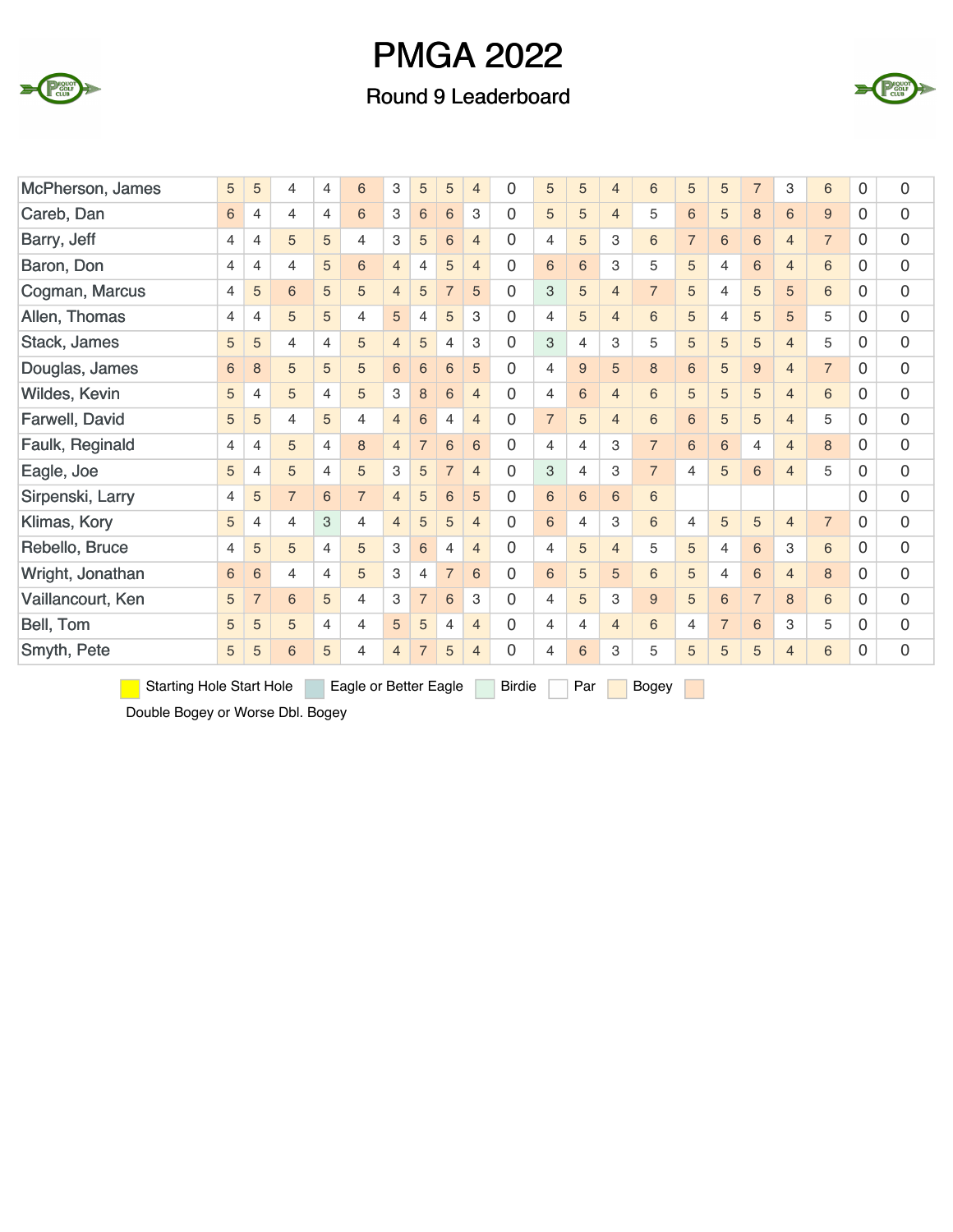# PMGA 2022

## Round 9 Leaderboard

| | | | | | | | | | | | | | | | | | | | | | |
|---|---|---|---|---|---|---|---|---|---|---|---|---|---|---|---|---|---|---|---|---|---|
| McPherson, James | 5 | 5 | 4 | 4 | 6 | 3 | 5 | 5 | 4 | 0 | 5 | 5 | 4 | 6 | 5 | 5 | 7 | 3 | 6 | 0 | 0 |
| Careb, Dan | 6 | 4 | 4 | 4 | 6 | 3 | 6 | 6 | 3 | 0 | 5 | 5 | 4 | 5 | 6 | 5 | 8 | 6 | 9 | 0 | 0 |
| Barry, Jeff | 4 | 4 | 5 | 5 | 4 | 3 | 5 | 6 | 4 | 0 | 4 | 5 | 3 | 6 | 7 | 6 | 6 | 4 | 7 | 0 | 0 |
| Baron, Don | 4 | 4 | 4 | 5 | 6 | 4 | 4 | 5 | 4 | 0 | 6 | 6 | 3 | 5 | 5 | 4 | 6 | 4 | 6 | 0 | 0 |
| Cogman, Marcus | 4 | 5 | 6 | 5 | 5 | 4 | 5 | 7 | 5 | 0 | 3 | 5 | 4 | 7 | 5 | 4 | 5 | 5 | 6 | 0 | 0 |
| Allen, Thomas | 4 | 4 | 5 | 5 | 4 | 5 | 4 | 5 | 3 | 0 | 4 | 5 | 4 | 6 | 5 | 4 | 5 | 5 | 5 | 0 | 0 |
| Stack, James | 5 | 5 | 4 | 4 | 5 | 4 | 5 | 4 | 3 | 0 | 3 | 4 | 3 | 5 | 5 | 5 | 5 | 4 | 5 | 0 | 0 |
| Douglas, James | 6 | 8 | 5 | 5 | 5 | 6 | 6 | 6 | 5 | 0 | 4 | 9 | 5 | 8 | 6 | 5 | 9 | 4 | 7 | 0 | 0 |
| Wildes, Kevin | 5 | 4 | 5 | 4 | 5 | 3 | 8 | 6 | 4 | 0 | 4 | 6 | 4 | 6 | 5 | 5 | 5 | 4 | 6 | 0 | 0 |
| Farwell, David | 5 | 5 | 4 | 5 | 4 | 4 | 6 | 4 | 4 | 0 | 7 | 5 | 4 | 6 | 6 | 5 | 5 | 4 | 5 | 0 | 0 |
| Faulk, Reginald | 4 | 4 | 5 | 4 | 8 | 4 | 7 | 6 | 6 | 0 | 4 | 4 | 3 | 7 | 6 | 6 | 4 | 4 | 8 | 0 | 0 |
| Eagle, Joe | 5 | 4 | 5 | 4 | 5 | 3 | 5 | 7 | 4 | 0 | 3 | 4 | 3 | 7 | 4 | 5 | 6 | 4 | 5 | 0 | 0 |
| Sirpenski, Larry | 4 | 5 | 7 | 6 | 7 | 4 | 5 | 6 | 5 | 0 | 6 | 6 | 6 | 6 | | | | | | 0 | 0 |
| Klimas, Kory | 5 | 4 | 4 | 3 | 4 | 4 | 5 | 5 | 4 | 0 | 6 | 4 | 3 | 6 | 4 | 5 | 5 | 4 | 7 | 0 | 0 |
| Rebello, Bruce | 4 | 5 | 5 | 4 | 5 | 3 | 6 | 4 | 4 | 0 | 4 | 5 | 4 | 5 | 5 | 4 | 6 | 3 | 6 | 0 | 0 |
| Wright, Jonathan | 6 | 6 | 4 | 4 | 5 | 3 | 4 | 7 | 6 | 0 | 6 | 5 | 5 | 6 | 5 | 4 | 6 | 4 | 8 | 0 | 0 |
| Vaillancourt, Ken | 5 | 7 | 6 | 5 | 4 | 3 | 7 | 6 | 3 | 0 | 4 | 5 | 3 | 9 | 5 | 6 | 7 | 8 | 6 | 0 | 0 |
| Bell, Tom | 5 | 5 | 5 | 4 | 4 | 5 | 5 | 4 | 4 | 0 | 4 | 4 | 4 | 6 | 4 | 7 | 6 | 3 | 5 | 0 | 0 |
| Smyth, Pete | 5 | 5 | 6 | 5 | 4 | 4 | 7 | 5 | 4 | 0 | 4 | 6 | 3 | 5 | 5 | 5 | 5 | 4 | 6 | 0 | 0 |

Starting Hole Start Hole | Eagle or Better Eagle | Birdie | Par | Bogey | Double Bogey or Worse Dbl. Bogey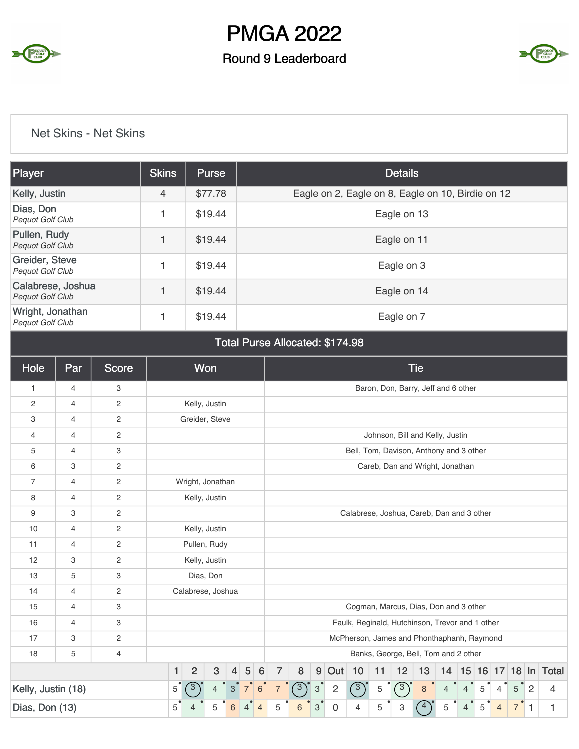# PMGA 2022

## Round 9 Leaderboard

### Net Skins - Net Skins

| Player | Skins | Purse | Details |
|---|---|---|---|
| Kelly, Justin | 4 | $77.78 | Eagle on 2, Eagle on 8, Eagle on 10, Birdie on 12 |
| Dias, Don *Pequot Golf Club* | 1 | $19.44 | Eagle on 13 |
| Pullen, Rudy *Pequot Golf Club* | 1 | $19.44 | Eagle on 11 |
| Greider, Steve *Pequot Golf Club* | 1 | $19.44 | Eagle on 3 |
| Calabrese, Joshua *Pequot Golf Club* | 1 | $19.44 | Eagle on 14 |
| Wright, Jonathan *Pequot Golf Club* | 1 | $19.44 | Eagle on 7 |

**Total Purse Allocated: $174.98**

| Hole | Par | Score | Won | Tie |
|---|---|---|---|---|
| 1 | 4 | 3 | | Baron, Don, Barry, Jeff and 6 other |
| 2 | 4 | 2 | Kelly, Justin | |
| 3 | 4 | 2 | Greider, Steve | |
| 4 | 4 | 2 | | Johnson, Bill and Kelly, Justin |
| 5 | 4 | 3 | | Bell, Tom, Davison, Anthony and 3 other |
| 6 | 3 | 2 | | Careb, Dan and Wright, Jonathan |
| 7 | 4 | 2 | Wright, Jonathan | |
| 8 | 4 | 2 | Kelly, Justin | |
| 9 | 3 | 2 | | Calabrese, Joshua, Careb, Dan and 3 other |
| 10 | 4 | 2 | Kelly, Justin | |
| 11 | 4 | 2 | Pullen, Rudy | |
| 12 | 3 | 2 | Kelly, Justin | |
| 13 | 5 | 3 | Dias, Don | |
| 14 | 4 | 2 | Calabrese, Joshua | |
| 15 | 4 | 3 | | Cogman, Marcus, Dias, Don and 3 other |
| 16 | 4 | 3 | | Faulk, Reginald, Hutchinson, Trevor and 1 other |
| 17 | 3 | 2 | | McPherson, James and Phonthaphanh, Raymond |
| 18 | 5 | 4 | | Banks, George, Bell, Tom and 2 other |

| | 1 | 2 | 3 | 4 | 5 | 6 | 7 | 8 | 9 | Out | 10 | 11 | 12 | 13 | 14 | 15 | 16 | 17 | 18 | In | Total |
|---|---|---|---|---|---|---|---|---|---|---|---|---|---|---|---|---|---|---|---|---|---|
| Kelly, Justin (18) | 5 | 3 | 4 | 3 | 7 | 6 | 7 | 3 | 3 | 2 | 3 | 5 | 3 | 8 | 4 | 4 | 5 | 4 | 5 | 2 | 4 |
| Dias, Don (13) | 5 | 4 | 5 | 6 | 4 | 4 | 5 | 6 | 3 | 0 | 4 | 5 | 3 | 4 | 5 | 4 | 5 | 4 | 7 | 1 | 1 |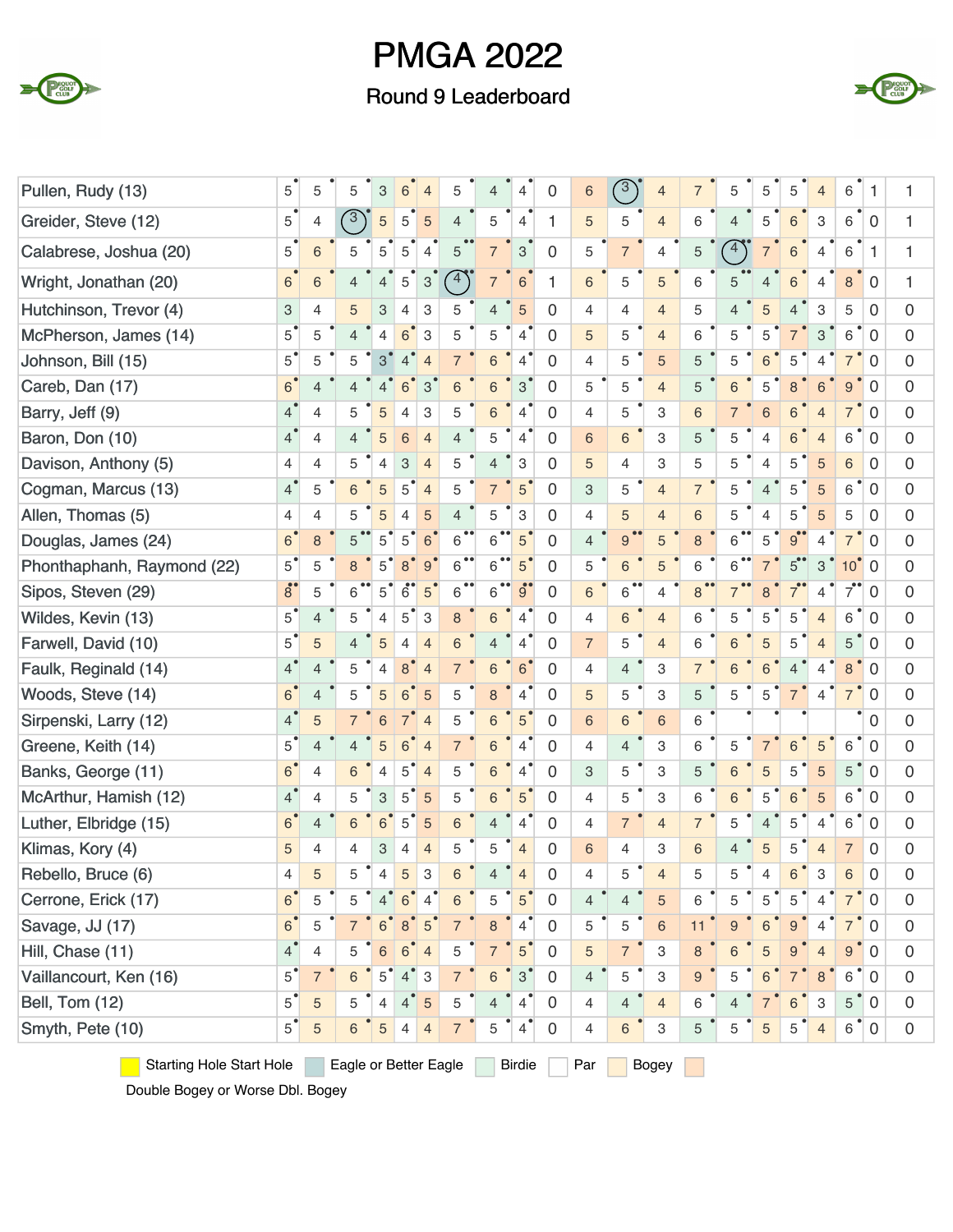# PMGA 2022

## Round 9 Leaderboard

| Player | 1 | 2 | 3 | 4 | 5 | 6 | 7 | 8 | 9 | | 10 | 11 | 12 | 13 | 14 | 15 | 16 | 17 | 18 | | |
|---|---|---|---|---|---|---|---|---|---|---|---|---|---|---|---|---|---|---|---|---|---|
| Pullen, Rudy (13) | 5 | 5 | 5 | 3 | 6 | 4 | 5 | 4 | 4 | 0 | 6 | 3 | 4 | 7 | 5 | 5 | 5 | 4 | 6 | 1 | 1 |
| Greider, Steve (12) | 5 | 4 | 3 | 5 | 5 | 5 | 4 | 5 | 4 | 1 | 5 | 5 | 4 | 6 | 4 | 5 | 6 | 3 | 6 | 0 | 1 |
| Calabrese, Joshua (20) | 5 | 6 | 5 | 5 | 5 | 4 | 5 | 7 | 3 | 0 | 5 | 7 | 4 | 5 | 4 | 7 | 6 | 4 | 6 | 1 | 1 |
| Wright, Jonathan (20) | 6 | 6 | 4 | 4 | 5 | 3 | 4 | 7 | 6 | 1 | 6 | 5 | 5 | 6 | 5 | 4 | 6 | 4 | 8 | 0 | 1 |
| Hutchinson, Trevor (4) | 3 | 4 | 5 | 3 | 4 | 3 | 5 | 4 | 5 | 0 | 4 | 4 | 4 | 5 | 4 | 5 | 4 | 3 | 5 | 0 | 0 |
| McPherson, James (14) | 5 | 5 | 4 | 4 | 6 | 3 | 5 | 5 | 4 | 0 | 5 | 5 | 4 | 6 | 5 | 5 | 7 | 3 | 6 | 0 | 0 |
| Johnson, Bill (15) | 5 | 5 | 5 | 3 | 4 | 4 | 7 | 6 | 4 | 0 | 4 | 5 | 5 | 5 | 5 | 6 | 5 | 4 | 7 | 0 | 0 |
| Careb, Dan (17) | 6 | 4 | 4 | 4 | 6 | 3 | 6 | 6 | 3 | 0 | 5 | 5 | 4 | 5 | 6 | 5 | 8 | 6 | 9 | 0 | 0 |
| Barry, Jeff (9) | 4 | 4 | 5 | 5 | 4 | 3 | 5 | 6 | 4 | 0 | 4 | 5 | 3 | 6 | 7 | 6 | 6 | 4 | 7 | 0 | 0 |
| Baron, Don (10) | 4 | 4 | 4 | 5 | 6 | 4 | 4 | 5 | 4 | 0 | 6 | 6 | 3 | 5 | 5 | 4 | 6 | 4 | 6 | 0 | 0 |
| Davison, Anthony (5) | 4 | 4 | 5 | 4 | 3 | 4 | 5 | 4 | 3 | 0 | 5 | 4 | 3 | 5 | 5 | 4 | 5 | 5 | 6 | 0 | 0 |
| Cogman, Marcus (13) | 4 | 5 | 6 | 5 | 5 | 4 | 5 | 7 | 5 | 0 | 3 | 5 | 4 | 7 | 5 | 4 | 5 | 5 | 6 | 0 | 0 |
| Allen, Thomas (5) | 4 | 4 | 5 | 5 | 4 | 5 | 4 | 5 | 3 | 0 | 4 | 5 | 4 | 6 | 5 | 4 | 5 | 5 | 5 | 0 | 0 |
| Douglas, James (24) | 6 | 8 | 5 | 5 | 5 | 6 | 6 | 6 | 5 | 0 | 4 | 9 | 5 | 8 | 6 | 5 | 9 | 4 | 7 | 0 | 0 |
| Phonthaphanh, Raymond (22) | 5 | 5 | 8 | 5 | 8 | 9 | 6 | 6 | 5 | 0 | 5 | 6 | 5 | 6 | 6 | 7 | 5 | 3 | 10 | 0 | 0 |
| Sipos, Steven (29) | 8 | 5 | 6 | 5 | 6 | 5 | 6 | 6 | 9 | 0 | 6 | 6 | 4 | 8 | 7 | 8 | 7 | 4 | 7 | 0 | 0 |
| Wildes, Kevin (13) | 5 | 4 | 5 | 4 | 5 | 3 | 8 | 6 | 4 | 0 | 4 | 6 | 4 | 6 | 5 | 5 | 5 | 4 | 6 | 0 | 0 |
| Farwell, David (10) | 5 | 5 | 4 | 5 | 4 | 4 | 6 | 4 | 4 | 0 | 7 | 5 | 4 | 6 | 6 | 5 | 5 | 4 | 5 | 0 | 0 |
| Faulk, Reginald (14) | 4 | 4 | 5 | 4 | 8 | 4 | 7 | 6 | 6 | 0 | 4 | 4 | 3 | 7 | 6 | 6 | 4 | 4 | 8 | 0 | 0 |
| Woods, Steve (14) | 6 | 4 | 5 | 5 | 6 | 5 | 5 | 8 | 4 | 0 | 5 | 5 | 3 | 5 | 5 | 5 | 7 | 4 | 7 | 0 | 0 |
| Sirpenski, Larry (12) | 4 | 5 | 7 | 6 | 7 | 4 | 5 | 6 | 5 | 0 | 6 | 6 | 6 | 6 | | | | | | 0 | 0 |
| Greene, Keith (14) | 5 | 4 | 4 | 5 | 6 | 4 | 7 | 6 | 4 | 0 | 4 | 4 | 3 | 6 | 5 | 7 | 6 | 5 | 6 | 0 | 0 |
| Banks, George (11) | 6 | 4 | 6 | 4 | 5 | 4 | 5 | 6 | 4 | 0 | 3 | 5 | 3 | 5 | 6 | 5 | 5 | 5 | 5 | 0 | 0 |
| McArthur, Hamish (12) | 4 | 4 | 5 | 3 | 5 | 5 | 5 | 6 | 5 | 0 | 4 | 5 | 3 | 6 | 6 | 5 | 6 | 5 | 6 | 0 | 0 |
| Luther, Elbridge (15) | 6 | 4 | 6 | 6 | 5 | 5 | 6 | 4 | 4 | 0 | 4 | 7 | 4 | 7 | 5 | 4 | 5 | 4 | 6 | 0 | 0 |
| Klimas, Kory (4) | 5 | 4 | 4 | 3 | 4 | 4 | 5 | 5 | 4 | 0 | 6 | 4 | 3 | 6 | 4 | 5 | 5 | 4 | 7 | 0 | 0 |
| Rebello, Bruce (6) | 4 | 5 | 5 | 4 | 5 | 3 | 6 | 4 | 4 | 0 | 4 | 5 | 4 | 5 | 5 | 4 | 6 | 3 | 6 | 0 | 0 |
| Cerrone, Erick (17) | 6 | 5 | 5 | 4 | 6 | 4 | 6 | 5 | 5 | 0 | 4 | 4 | 5 | 6 | 5 | 5 | 5 | 4 | 7 | 0 | 0 |
| Savage, JJ (17) | 6 | 5 | 7 | 6 | 8 | 5 | 7 | 8 | 4 | 0 | 5 | 5 | 6 | 11 | 9 | 6 | 9 | 4 | 7 | 0 | 0 |
| Hill, Chase (11) | 4 | 4 | 5 | 6 | 6 | 4 | 5 | 7 | 5 | 0 | 5 | 7 | 3 | 8 | 6 | 5 | 9 | 4 | 9 | 0 | 0 |
| Vaillancourt, Ken (16) | 5 | 7 | 6 | 5 | 4 | 3 | 7 | 6 | 3 | 0 | 4 | 5 | 3 | 9 | 5 | 6 | 7 | 8 | 6 | 0 | 0 |
| Bell, Tom (12) | 5 | 5 | 5 | 4 | 4 | 5 | 5 | 4 | 4 | 0 | 4 | 4 | 4 | 6 | 4 | 7 | 6 | 3 | 5 | 0 | 0 |
| Smyth, Pete (10) | 5 | 5 | 6 | 5 | 4 | 4 | 7 | 5 | 4 | 0 | 4 | 6 | 3 | 5 | 5 | 5 | 5 | 4 | 6 | 0 | 0 |

Starting Hole Start Hole | Eagle or Better Eagle | Birdie | Par | Bogey | Double Bogey or Worse Dbl. Bogey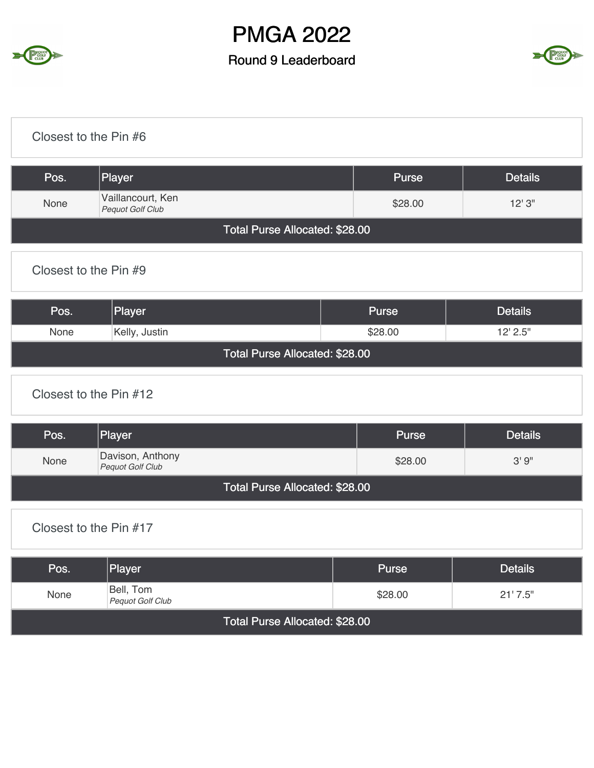# PMGA 2022

## Round 9 Leaderboard

### Closest to the Pin #6

| Pos. | Player | Purse | Details |
|---|---|---|---|
| None | Vaillancourt, Ken<br>*Pequot Golf Club* | $28.00 | 12' 3" |
| Total Purse Allocated: $28.00 | | | |

### Closest to the Pin #9

| Pos. | Player | Purse | Details |
|---|---|---|---|
| None | Kelly, Justin | $28.00 | 12' 2.5" |
| Total Purse Allocated: $28.00 | | | |

### Closest to the Pin #12

| Pos. | Player | Purse | Details |
|---|---|---|---|
| None | Davison, Anthony<br>*Pequot Golf Club* | $28.00 | 3' 9" |
| Total Purse Allocated: $28.00 | | | |

### Closest to the Pin #17

| Pos. | Player | Purse | Details |
|---|---|---|---|
| None | Bell, Tom<br>*Pequot Golf Club* | $28.00 | 21' 7.5" |
| Total Purse Allocated: $28.00 | | | |